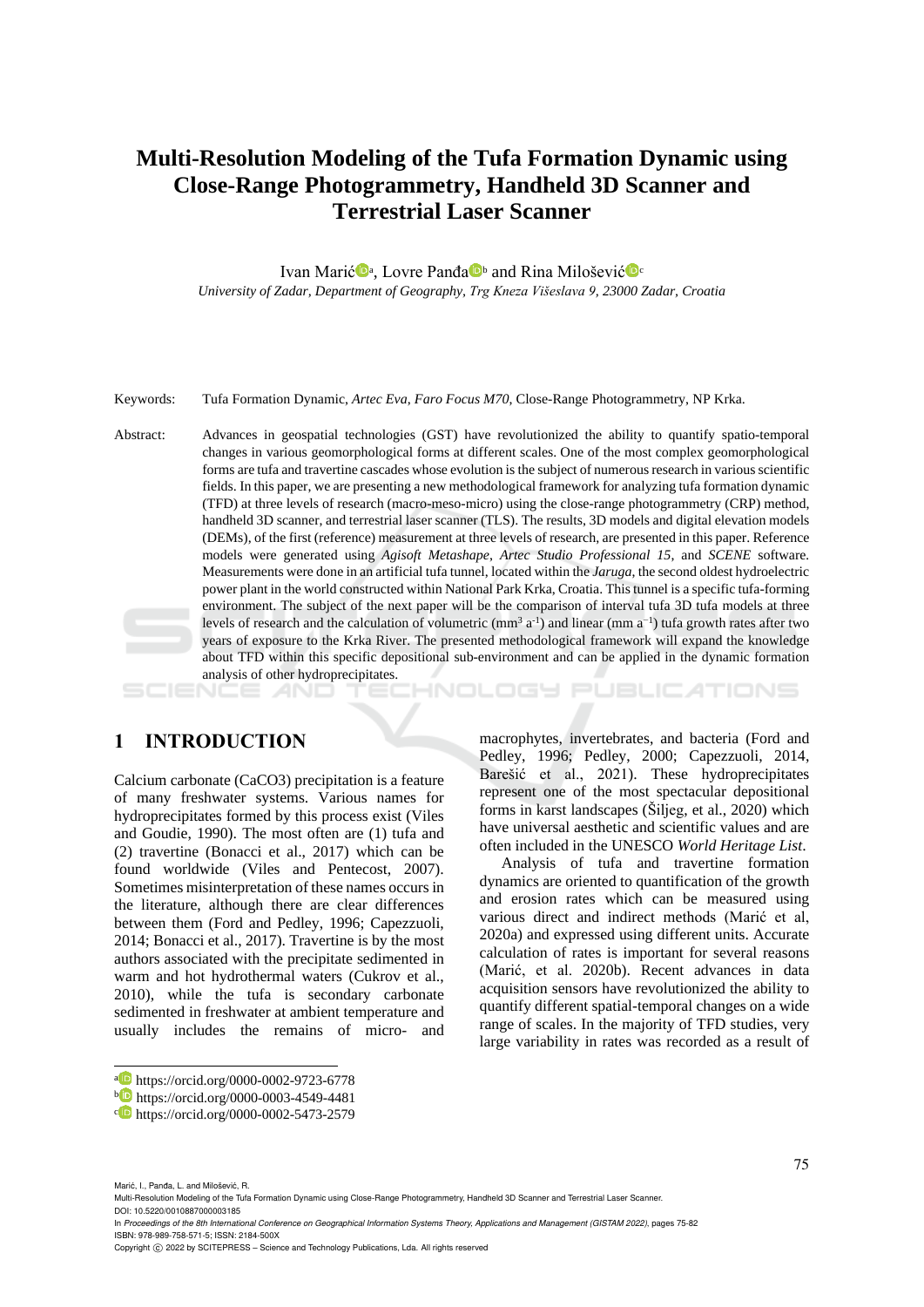# Multi-Resolution Modeling of the Tufa Formation Dynamic using Close-Range Photogrammetry, Handheld 3D Scanner and Terrestrial Laser Scanner

Ivan Marić[a], Lovre Panđa[b] and Rina Milošević[c]

*University of Zadar, Department of Geography, Trg Kneza Višeslava 9, 23000 Zadar, Croatia*

Keywords: Tufa Formation Dynamic, *Artec Eva*, *Faro Focus M70*, Close-Range Photogrammetry, NP Krka.

Abstract: Advances in geospatial technologies (GST) have revolutionized the ability to quantify spatio-temporal changes in various geomorphological forms at different scales. One of the most complex geomorphological forms are tufa and travertine cascades whose evolution is the subject of numerous research in various scientific fields. In this paper, we are presenting a new methodological framework for analyzing tufa formation dynamic (TFD) at three levels of research (macro-meso-micro) using the close-range photogrammetry (CRP) method, handheld 3D scanner, and terrestrial laser scanner (TLS). The results, 3D models and digital elevation models (DEMs), of the first (reference) measurement at three levels of research, are presented in this paper. Reference models were generated using *Agisoft Metashape*, *Artec Studio Professional 15*, and *SCENE* software. Measurements were done in an artificial tufa tunnel, located within the *Jaruga*, the second oldest hydroelectric power plant in the world constructed within National Park Krka, Croatia. This tunnel is a specific tufa-forming environment. The subject of the next paper will be the comparison of interval tufa 3D tufa models at three levels of research and the calculation of volumetric ($mm^3\ a^{-1}$) and linear ($mm\ a^{-1}$) tufa growth rates after two years of exposure to the Krka River. The presented methodological framework will expand the knowledge about TFD within this specific depositional sub-environment and can be applied in the dynamic formation analysis of other hydroprecipitates.

## 1 INTRODUCTION

Calcium carbonate ($CaCO_3$) precipitation is a feature of many freshwater systems. Various names for hydroprecipitates formed by this process exist (Viles and Goudie, 1990). The most often are (1) tufa and (2) travertine (Bonacci et al., 2017) which can be found worldwide (Viles and Pentecost, 2007). Sometimes misinterpretation of these names occurs in the literature, although there are clear differences between them (Ford and Pedley, 1996; Capezzuoli, 2014; Bonacci et al., 2017). Travertine is by the most authors associated with the precipitate sedimented in warm and hot hydrothermal waters (Cukrov et al., 2010), while the tufa is secondary carbonate sedimented in freshwater at ambient temperature and usually includes the remains of micro- and macrophytes, invertebrates, and bacteria (Ford and Pedley, 1996; Pedley, 2000; Capezzuoli, 2014, Barešić et al., 2021). These hydroprecipitates represent one of the most spectacular depositional forms in karst landscapes (Šiljeg, et al., 2020) which have universal aesthetic and scientific values and are often included in the UNESCO *World Heritage List*.

Analysis of tufa and travertine formation dynamics are oriented to quantification of the growth and erosion rates which can be measured using various direct and indirect methods (Marić et al, 2020a) and expressed using different units. Accurate calculation of rates is important for several reasons (Marić, et al. 2020b). Recent advances in data acquisition sensors have revolutionized the ability to quantify different spatial-temporal changes on a wide range of scales. In the majority of TFD studies, very large variability in rates was recorded as a result of

[a] https://orcid.org/0000-0002-9723-6778
[b] https://orcid.org/0000-0003-4549-4481
[c] https://orcid.org/0000-0002-5473-2579

Marić, I., Panđa, L. and Milošević, R.
Multi-Resolution Modeling of the Tufa Formation Dynamic using Close-Range Photogrammetry, Handheld 3D Scanner and Terrestrial Laser Scanner.
DOI: 10.5220/0010887000003185
In *Proceedings of the 8th International Conference on Geographical Information Systems Theory, Applications and Management (GISTAM 2022)*, pages 75-82
ISBN: 978-989-758-571-5; ISSN: 2184-500X
Copyright © 2022 by SCITEPRESS – Science and Technology Publications, Lda. All rights reserved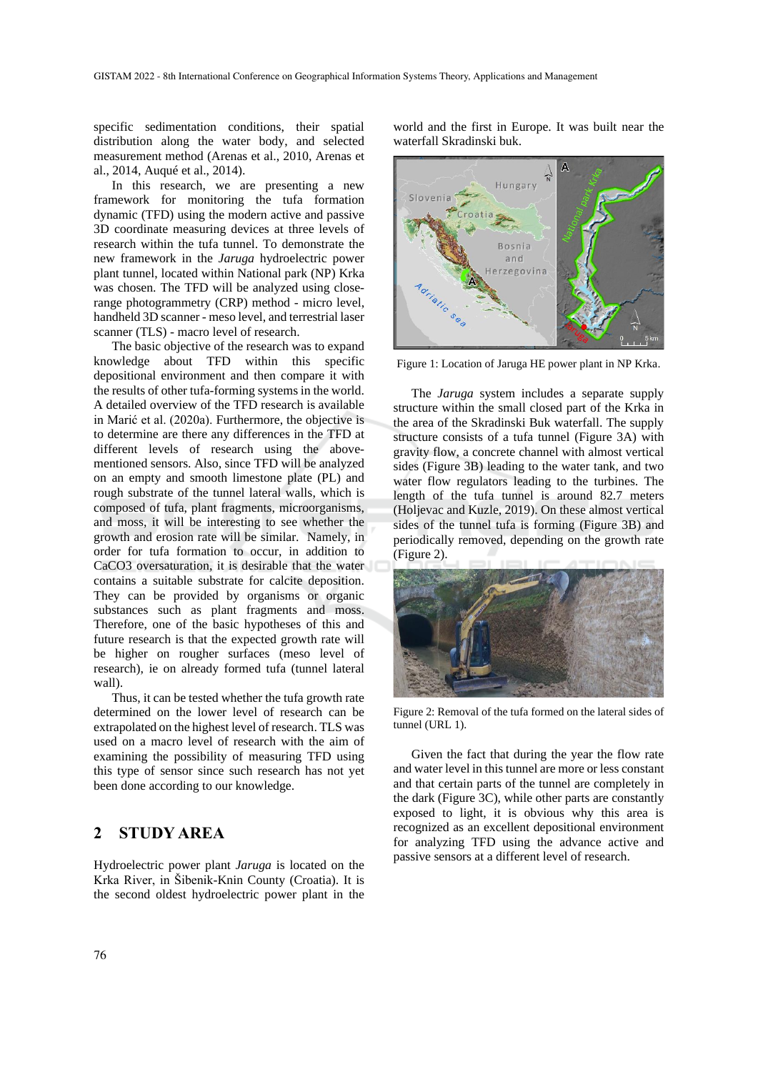specific sedimentation conditions, their spatial distribution along the water body, and selected measurement method (Arenas et al., 2010, Arenas et al., 2014, Auqué et al., 2014).

In this research, we are presenting a new framework for monitoring the tufa formation dynamic (TFD) using the modern active and passive 3D coordinate measuring devices at three levels of research within the tufa tunnel. To demonstrate the new framework in the *Jaruga* hydroelectric power plant tunnel, located within National park (NP) Krka was chosen. The TFD will be analyzed using close-range photogrammetry (CRP) method - micro level, handheld 3D scanner - meso level, and terrestrial laser scanner (TLS) - macro level of research.

The basic objective of the research was to expand knowledge about TFD within this specific depositional environment and then compare it with the results of other tufa-forming systems in the world. A detailed overview of the TFD research is available in Marić et al. (2020a). Furthermore, the objective is to determine are there any differences in the TFD at different levels of research using the above-mentioned sensors. Also, since TFD will be analyzed on an empty and smooth limestone plate (PL) and rough substrate of the tunnel lateral walls, which is composed of tufa, plant fragments, microorganisms, and moss, it will be interesting to see whether the growth and erosion rate will be similar. Namely, in order for tufa formation to occur, in addition to $CaCO_3$ oversaturation, it is desirable that the water contains a suitable substrate for calcite deposition. They can be provided by organisms or organic substances such as plant fragments and moss. Therefore, one of the basic hypotheses of this and future research is that the expected growth rate will be higher on rougher surfaces (meso level of research), ie on already formed tufa (tunnel lateral wall).

Thus, it can be tested whether the tufa growth rate determined on the lower level of research can be extrapolated on the highest level of research. TLS was used on a macro level of research with the aim of examining the possibility of measuring TFD using this type of sensor since such research has not yet been done according to our knowledge.

## 2 STUDY AREA

Hydroelectric power plant *Jaruga* is located on the Krka River, in Šibenik-Knin County (Croatia). It is the second oldest hydroelectric power plant in the world and the first in Europe. It was built near the waterfall Skradinski buk.

Figure 1: Location of Jaruga HE power plant in NP Krka.

The *Jaruga* system includes a separate supply structure within the small closed part of the Krka in the area of the Skradinski Buk waterfall. The supply structure consists of a tufa tunnel (Figure 3A) with gravity flow, a concrete channel with almost vertical sides (Figure 3B) leading to the water tank, and two water flow regulators leading to the turbines. The length of the tufa tunnel is around 82.7 meters (Holjevac and Kuzle, 2019). On these almost vertical sides of the tunnel tufa is forming (Figure 3B) and periodically removed, depending on the growth rate (Figure 2).

Figure 2: Removal of the tufa formed on the lateral sides of tunnel (URL 1).

Given the fact that during the year the flow rate and water level in this tunnel are more or less constant and that certain parts of the tunnel are completely in the dark (Figure 3C), while other parts are constantly exposed to light, it is obvious why this area is recognized as an excellent depositional environment for analyzing TFD using the advance active and passive sensors at a different level of research.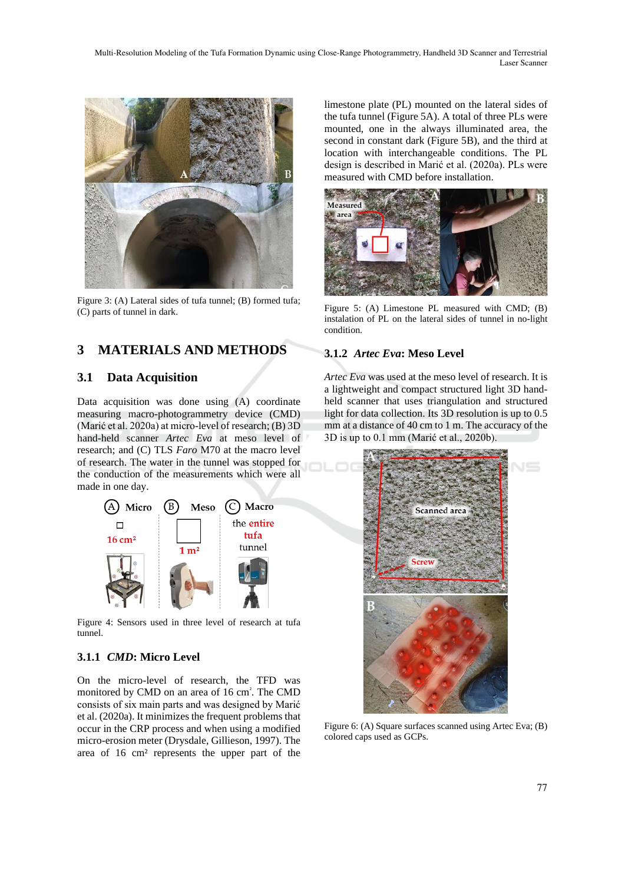Figure 3: (A) Lateral sides of tufa tunnel; (B) formed tufa; (C) parts of tunnel in dark.

## 3 MATERIALS AND METHODS

### 3.1 Data Acquisition

Data acquisition was done using (A) coordinate measuring macro-photogrammetry device (CMD) (Marić et al. 2020a) at micro-level of research; (B) 3D hand-held scanner *Artec Eva* at meso level of research; and (C) TLS *Faro* M70 at the macro level of research. The water in the tunnel was stopped for the conduction of the measurements which were all made in one day.

Figure 4: Sensors used in three level of research at tufa tunnel.

#### 3.1.1 *CMD*: Micro Level

On the micro-level of research, the TFD was monitored by CMD on an area of 16 cm$^2$. The CMD consists of six main parts and was designed by Marić et al. (2020a). It minimizes the frequent problems that occur in the CRP process and when using a modified micro-erosion meter (Drysdale, Gillieson, 1997). The area of 16 cm² represents the upper part of the limestone plate (PL) mounted on the lateral sides of the tufa tunnel (Figure 5A). A total of three PLs were mounted, one in the always illuminated area, the second in constant dark (Figure 5B), and the third at location with interchangeable conditions. The PL design is described in Marić et al. (2020a). PLs were measured with CMD before installation.

Figure 5: (A) Limestone PL measured with CMD; (B) instalation of PL on the lateral sides of tunnel in no-light condition.

#### 3.1.2 *Artec Eva*: Meso Level

*Artec Eva* was used at the meso level of research. It is a lightweight and compact structured light 3D hand-held scanner that uses triangulation and structured light for data collection. Its 3D resolution is up to 0.5 mm at a distance of 40 cm to 1 m. The accuracy of the 3D is up to 0.1 mm (Marić et al., 2020b).

Figure 6: (A) Square surfaces scanned using Artec Eva; (B) colored caps used as GCPs.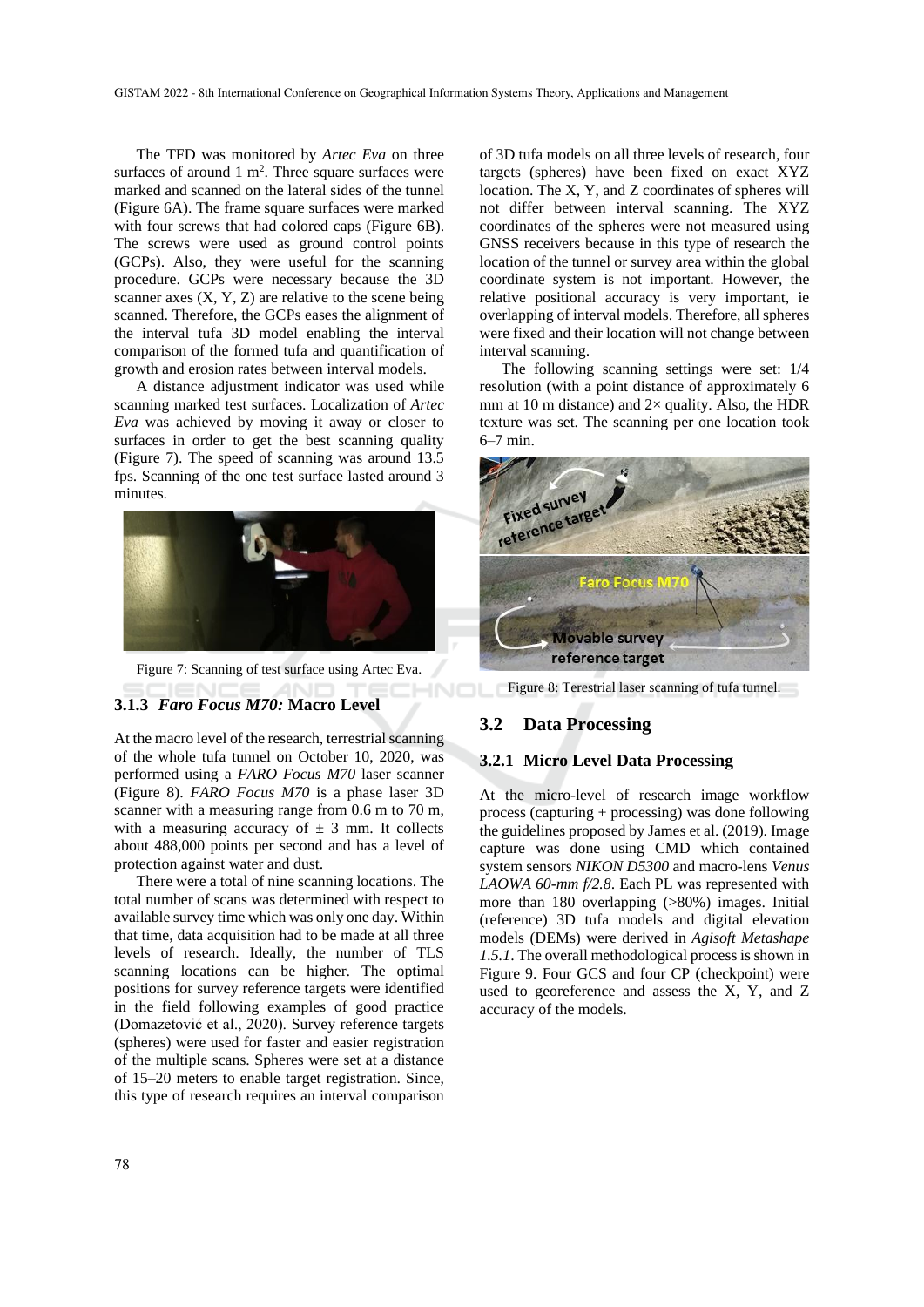The TFD was monitored by *Artec Eva* on three surfaces of around 1 $m^2$. Three square surfaces were marked and scanned on the lateral sides of the tunnel (Figure 6A). The frame square surfaces were marked with four screws that had colored caps (Figure 6B). The screws were used as ground control points (GCPs). Also, they were useful for the scanning procedure. GCPs were necessary because the 3D scanner axes (X, Y, Z) are relative to the scene being scanned. Therefore, the GCPs eases the alignment of the interval tufa 3D model enabling the interval comparison of the formed tufa and quantification of growth and erosion rates between interval models.

A distance adjustment indicator was used while scanning marked test surfaces. Localization of *Artec Eva* was achieved by moving it away or closer to surfaces in order to get the best scanning quality (Figure 7). The speed of scanning was around 13.5 fps. Scanning of the one test surface lasted around 3 minutes.

Figure 7: Scanning of test surface using Artec Eva.

### 3.1.3 *Faro Focus M70:* Macro Level

At the macro level of the research, terrestrial scanning of the whole tufa tunnel on October 10, 2020, was performed using a *FARO Focus M70* laser scanner (Figure 8). *FARO Focus M70* is a phase laser 3D scanner with a measuring range from 0.6 m to 70 m, with a measuring accuracy of ± 3 mm. It collects about 488,000 points per second and has a level of protection against water and dust.

There were a total of nine scanning locations. The total number of scans was determined with respect to available survey time which was only one day. Within that time, data acquisition had to be made at all three levels of research. Ideally, the number of TLS scanning locations can be higher. The optimal positions for survey reference targets were identified in the field following examples of good practice (Domazetović et al., 2020). Survey reference targets (spheres) were used for faster and easier registration of the multiple scans. Spheres were set at a distance of 15–20 meters to enable target registration. Since, this type of research requires an interval comparison of 3D tufa models on all three levels of research, four targets (spheres) have been fixed on exact XYZ location. The X, Y, and Z coordinates of spheres will not differ between interval scanning. The XYZ coordinates of the spheres were not measured using GNSS receivers because in this type of research the location of the tunnel or survey area within the global coordinate system is not important. However, the relative positional accuracy is very important, ie overlapping of interval models. Therefore, all spheres were fixed and their location will not change between interval scanning.

The following scanning settings were set: 1/4 resolution (with a point distance of approximately 6 mm at 10 m distance) and 2× quality. Also, the HDR texture was set. The scanning per one location took 6–7 min.

Figure 8: Terestrial laser scanning of tufa tunnel.

## 3.2 Data Processing

### 3.2.1 Micro Level Data Processing

At the micro-level of research image workflow process (capturing + processing) was done following the guidelines proposed by James et al. (2019). Image capture was done using CMD which contained system sensors *NIKON D5300* and macro-lens *Venus LAOWA 60-mm f/2.8*. Each PL was represented with more than 180 overlapping (>80%) images. Initial (reference) 3D tufa models and digital elevation models (DEMs) were derived in *Agisoft Metashape 1.5.1*. The overall methodological process is shown in Figure 9. Four GCS and four CP (checkpoint) were used to georeference and assess the X, Y, and Z accuracy of the models.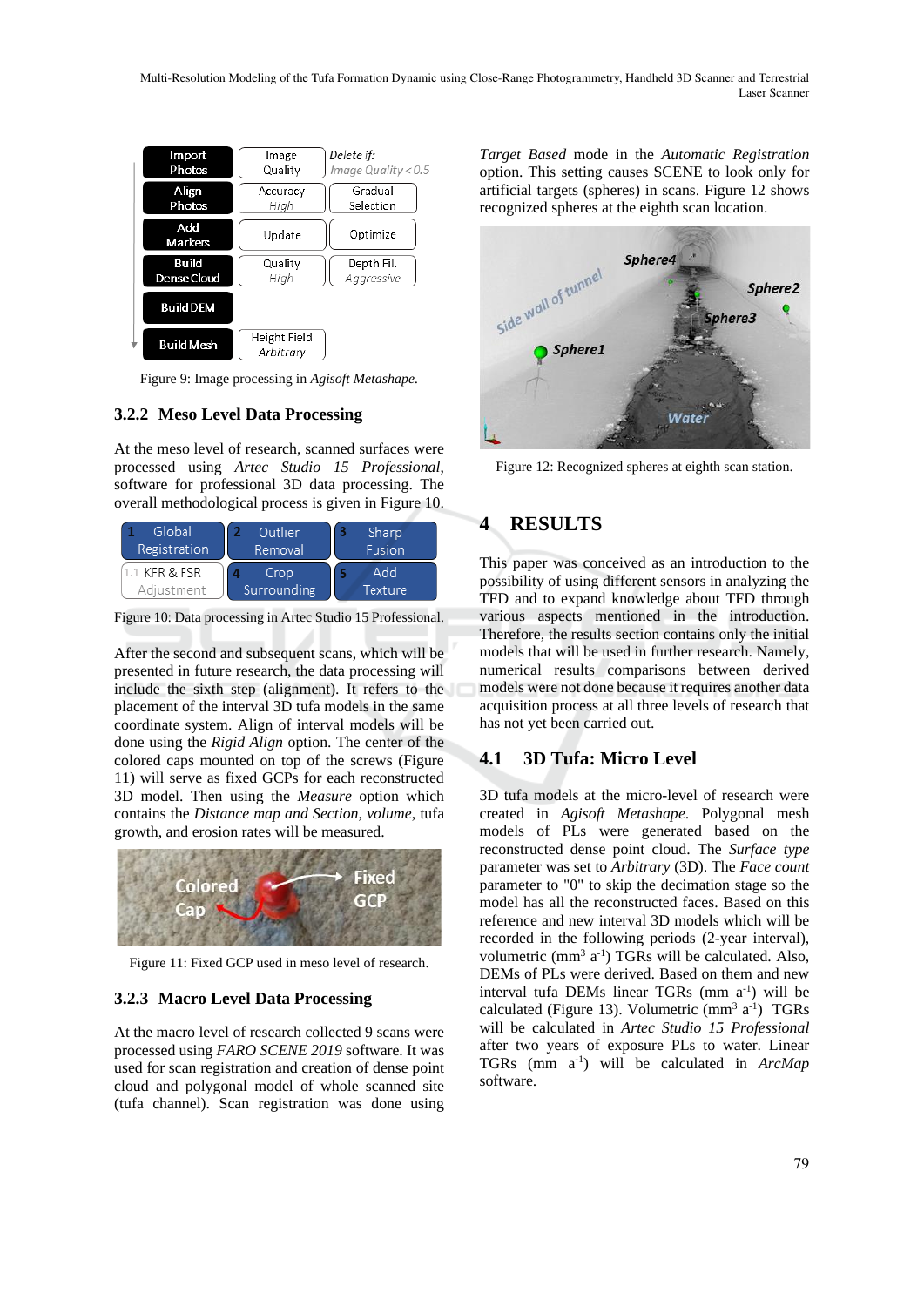Figure 9: Image processing in *Agisoft Metashape*.

### 3.2.2 Meso Level Data Processing

At the meso level of research, scanned surfaces were processed using *Artec Studio 15 Professional*, software for professional 3D data processing. The overall methodological process is given in Figure 10.

Figure 10: Data processing in Artec Studio 15 Professional.

After the second and subsequent scans, which will be presented in future research, the data processing will include the sixth step (alignment). It refers to the placement of the interval 3D tufa models in the same coordinate system. Align of interval models will be done using the *Rigid Align* option. The center of the colored caps mounted on top of the screws (Figure 11) will serve as fixed GCPs for each reconstructed 3D model. Then using the *Measure* option which contains the *Distance map and Section, volume*, tufa growth, and erosion rates will be measured.

Figure 11: Fixed GCP used in meso level of research.

### 3.2.3 Macro Level Data Processing

At the macro level of research collected 9 scans were processed using *FARO SCENE 2019* software. It was used for scan registration and creation of dense point cloud and polygonal model of whole scanned site (tufa channel). Scan registration was done using *Target Based* mode in the *Automatic Registration* option. This setting causes SCENE to look only for artificial targets (spheres) in scans. Figure 12 shows recognized spheres at the eighth scan location.

Figure 12: Recognized spheres at eighth scan station.

## 4 RESULTS

This paper was conceived as an introduction to the possibility of using different sensors in analyzing the TFD and to expand knowledge about TFD through various aspects mentioned in the introduction. Therefore, the results section contains only the initial models that will be used in further research. Namely, numerical results comparisons between derived models were not done because it requires another data acquisition process at all three levels of research that has not yet been carried out.

### 4.1 3D Tufa: Micro Level

3D tufa models at the micro-level of research were created in *Agisoft Metashape*. Polygonal mesh models of PLs were generated based on the reconstructed dense point cloud. The *Surface type* parameter was set to *Arbitrary* (3D). The *Face count* parameter to "0" to skip the decimation stage so the model has all the reconstructed faces. Based on this reference and new interval 3D models which will be recorded in the following periods (2-year interval), volumetric ($mm^3\ a^{-1}$) TGRs will be calculated. Also, DEMs of PLs were derived. Based on them and new interval tufa DEMs linear TGRs ($mm\ a^{-1}$) will be calculated (Figure 13). Volumetric ($mm^3\ a^{-1}$) TGRs will be calculated in *Artec Studio 15 Professional* after two years of exposure PLs to water. Linear TGRs ($mm\ a^{-1}$) will be calculated in *ArcMap* software.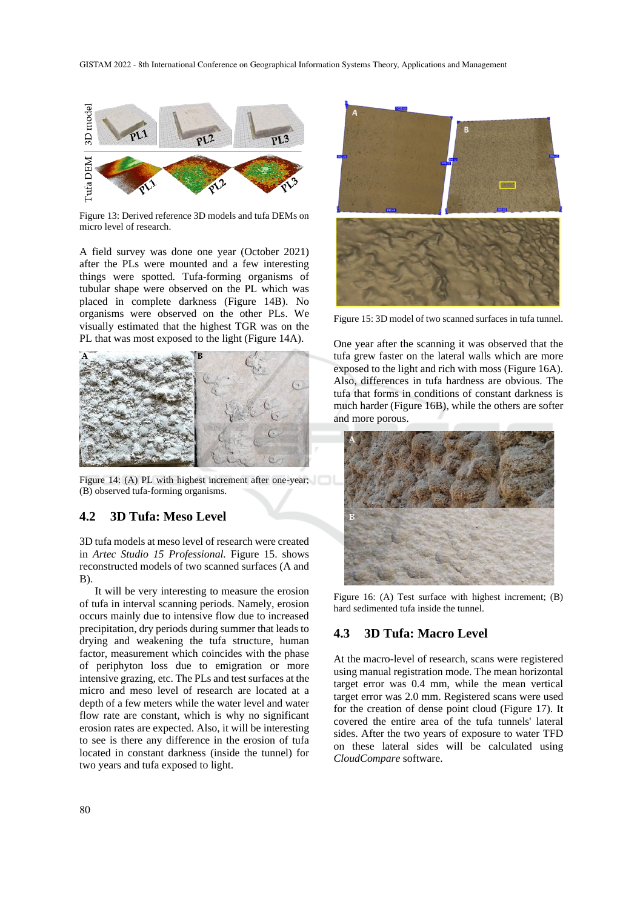Figure 13: Derived reference 3D models and tufa DEMs on micro level of research.

A field survey was done one year (October 2021) after the PLs were mounted and a few interesting things were spotted. Tufa-forming organisms of tubular shape were observed on the PL which was placed in complete darkness (Figure 14B). No organisms were observed on the other PLs. We visually estimated that the highest TGR was on the PL that was most exposed to the light (Figure 14A).

Figure 14: (A) PL with highest increment after one-year; (B) observed tufa-forming organisms.

## 4.2 3D Tufa: Meso Level

3D tufa models at meso level of research were created in *Artec Studio 15 Professional.* Figure 15. shows reconstructed models of two scanned surfaces (A and B).

It will be very interesting to measure the erosion of tufa in interval scanning periods. Namely, erosion occurs mainly due to intensive flow due to increased precipitation, dry periods during summer that leads to drying and weakening the tufa structure, human factor, measurement which coincides with the phase of periphyton loss due to emigration or more intensive grazing, etc. The PLs and test surfaces at the micro and meso level of research are located at a depth of a few meters while the water level and water flow rate are constant, which is why no significant erosion rates are expected. Also, it will be interesting to see is there any difference in the erosion of tufa located in constant darkness (inside the tunnel) for two years and tufa exposed to light.

Figure 15: 3D model of two scanned surfaces in tufa tunnel.

One year after the scanning it was observed that the tufa grew faster on the lateral walls which are more exposed to the light and rich with moss (Figure 16A). Also, differences in tufa hardness are obvious. The tufa that forms in conditions of constant darkness is much harder (Figure 16B), while the others are softer and more porous.

Figure 16: (A) Test surface with highest increment; (B) hard sedimented tufa inside the tunnel.

## 4.3 3D Tufa: Macro Level

At the macro-level of research, scans were registered using manual registration mode. The mean horizontal target error was 0.4 mm, while the mean vertical target error was 2.0 mm. Registered scans were used for the creation of dense point cloud (Figure 17). It covered the entire area of the tufa tunnels' lateral sides. After the two years of exposure to water TFD on these lateral sides will be calculated using *CloudCompare* software.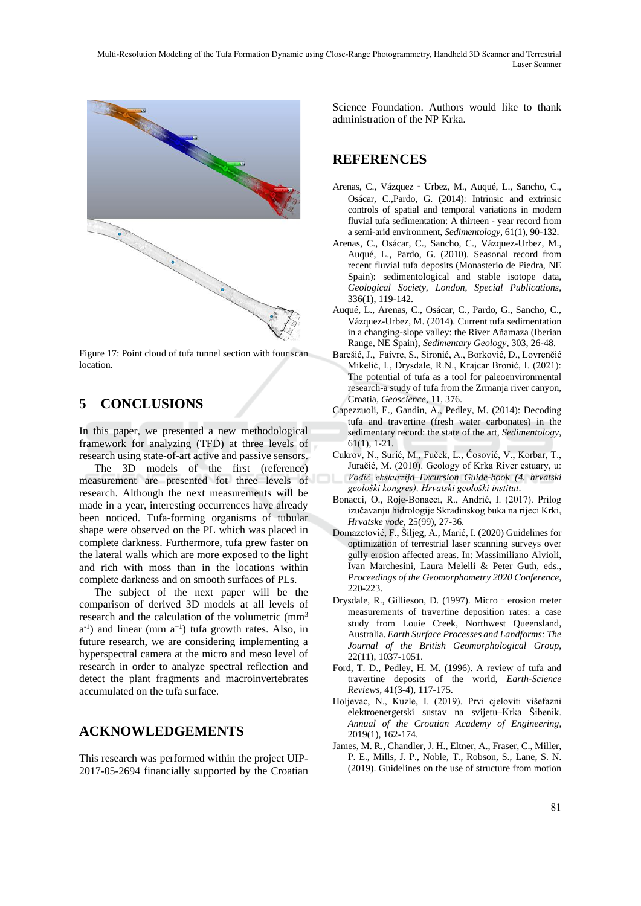Figure 17: Point cloud of tufa tunnel section with four scan location.

## 5 CONCLUSIONS

In this paper, we presented a new methodological framework for analyzing (TFD) at three levels of research using state-of-art active and passive sensors.

The 3D models of the first (reference) measurement are presented fot three levels of research. Although the next measurements will be made in a year, interesting occurrences have already been noticed. Tufa-forming organisms of tubular shape were observed on the PL which was placed in complete darkness. Furthermore, tufa grew faster on the lateral walls which are more exposed to the light and rich with moss than in the locations within complete darkness and on smooth surfaces of PLs.

The subject of the next paper will be the comparison of derived 3D models at all levels of research and the calculation of the volumetric ($mm^3$ $a^{-1}$) and linear ($mm\ a^{-1}$) tufa growth rates. Also, in future research, we are considering implementing a hyperspectral camera at the micro and meso level of research in order to analyze spectral reflection and detect the plant fragments and macroinvertebrates accumulated on the tufa surface.

## ACKNOWLEDGEMENTS

This research was performed within the project UIP-2017-05-2694 financially supported by the Croatian Science Foundation. Authors would like to thank administration of the NP Krka.

## REFERENCES

Arenas, C., Vázquez‐Urbez, M., Auqué, L., Sancho, C., Osácar, C.,Pardo, G. (2014): Intrinsic and extrinsic controls of spatial and temporal variations in modern fluvial tufa sedimentation: A thirteen - year record from a semi-arid environment, *Sedimentology*, 61(1), 90-132.

Arenas, C., Osácar, C., Sancho, C., Vázquez-Urbez, M., Auqué, L., Pardo, G. (2010). Seasonal record from recent fluvial tufa deposits (Monasterio de Piedra, NE Spain): sedimentological and stable isotope data, *Geological Society, London, Special Publications*, 336(1), 119-142.

Auqué, L., Arenas, C., Osácar, C., Pardo, G., Sancho, C., Vázquez-Urbez, M. (2014). Current tufa sedimentation in a changing-slope valley: the River Añamaza (Iberian Range, NE Spain), *Sedimentary Geology*, 303, 26-48.

Barešić, J., Faivre, S., Sironić, A., Borković, D., Lovrenčić Mikelić, I., Drysdale, R.N., Krajcar Bronić, I. (2021): The potential of tufa as a tool for paleoenvironmental research-a study of tufa from the Zrmanja river canyon, Croatia, *Geoscience*, 11, 376.

Capezzuoli, E., Gandin, A., Pedley, M. (2014): Decoding tufa and travertine (fresh water carbonates) in the sedimentary record: the state of the art, *Sedimentology*, 61(1), 1-21.

Cukrov, N., Surić, M., Fuček, L., Ćosović, V., Korbar, T., Juračić, M. (2010). Geology of Krka River estuary, u: *Vodič ekskurzija–Excursion Guide-book (4. hrvatski geološki kongres), Hrvatski geološki institut*.

Bonacci, O., Roje-Bonacci, R., Andrić, I. (2017). Prilog izučavanju hidrologije Skradinskog buka na rijeci Krki, *Hrvatske vode*, 25(99), 27-36.

Domazetović, F., Šiljeg, A., Marić, I. (2020) Guidelines for optimization of terrestrial laser scanning surveys over gully erosion affected areas. In: Massimiliano Alvioli, Ivan Marchesini, Laura Melelli & Peter Guth, eds., *Proceedings of the Geomorphometry 2020 Conference*, 220-223.

Drysdale, R., Gillieson, D. (1997). Micro‐erosion meter measurements of travertine deposition rates: a case study from Louie Creek, Northwest Queensland, Australia. *Earth Surface Processes and Landforms: The Journal of the British Geomorphological Group*, 22(11), 1037-1051.

Ford, T. D., Pedley, H. M. (1996). A review of tufa and travertine deposits of the world, *Earth-Science Reviews*, 41(3-4), 117-175.

Holjevac, N., Kuzle, I. (2019). Prvi cjeloviti višefazni elektroenergetski sustav na svijetu–Krka Šibenik. *Annual of the Croatian Academy of Engineering*, 2019(1), 162-174.

James, M. R., Chandler, J. H., Eltner, A., Fraser, C., Miller, P. E., Mills, J. P., Noble, T., Robson, S., Lane, S. N. (2019). Guidelines on the use of structure from motion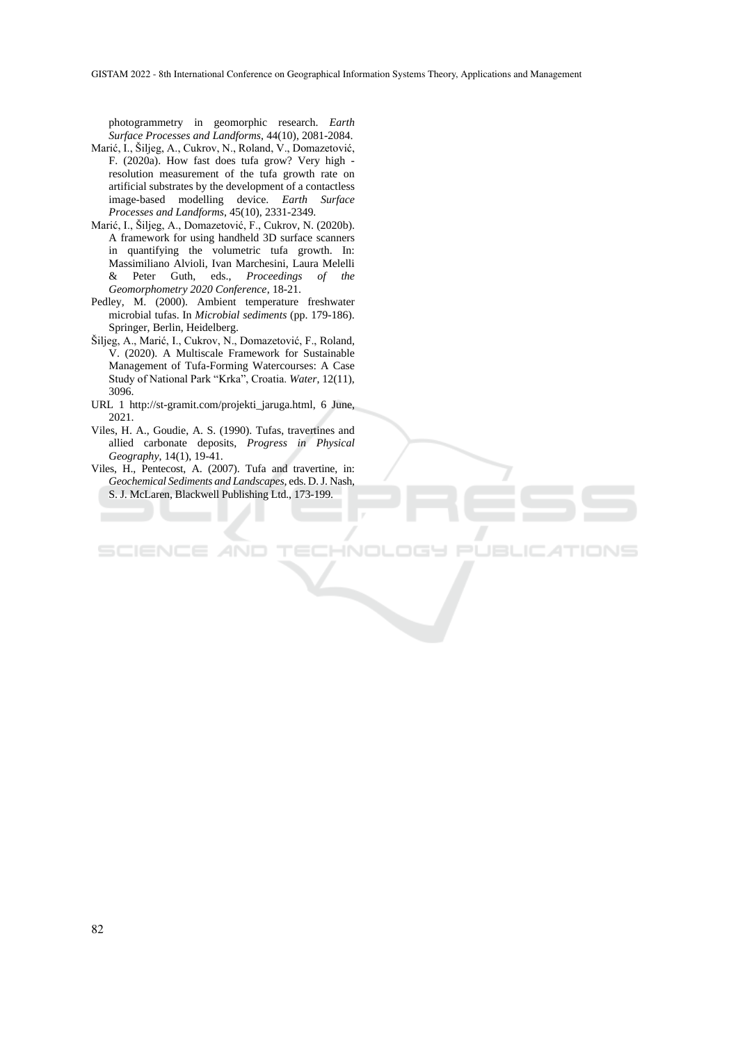photogrammetry in geomorphic research. *Earth Surface Processes and Landforms*, 44(10), 2081-2084.

Marić, I., Šiljeg, A., Cukrov, N., Roland, V., Domazetović, F. (2020a). How fast does tufa grow? Very high - resolution measurement of the tufa growth rate on artificial substrates by the development of a contactless image-based modelling device. *Earth Surface Processes and Landforms*, 45(10), 2331-2349.

Marić, I., Šiljeg, A., Domazetović, F., Cukrov, N. (2020b). A framework for using handheld 3D surface scanners in quantifying the volumetric tufa growth. In: Massimiliano Alvioli, Ivan Marchesini, Laura Melelli & Peter Guth, eds., *Proceedings of the Geomorphometry 2020 Conference*, 18-21.

Pedley, M. (2000). Ambient temperature freshwater microbial tufas. In *Microbial sediments* (pp. 179-186). Springer, Berlin, Heidelberg.

Šiljeg, A., Marić, I., Cukrov, N., Domazetović, F., Roland, V. (2020). A Multiscale Framework for Sustainable Management of Tufa-Forming Watercourses: A Case Study of National Park “Krka”, Croatia. *Water*, 12(11), 3096.

URL 1 http://st-gramit.com/projekti_jaruga.html, 6 June, 2021.

Viles, H. A., Goudie, A. S. (1990). Tufas, travertines and allied carbonate deposits, *Progress in Physical Geography*, 14(1), 19-41.

Viles, H., Pentecost, A. (2007). Tufa and travertine, in: *Geochemical Sediments and Landscapes*, eds. D. J. Nash, S. J. McLaren, Blackwell Publishing Ltd., 173-199.